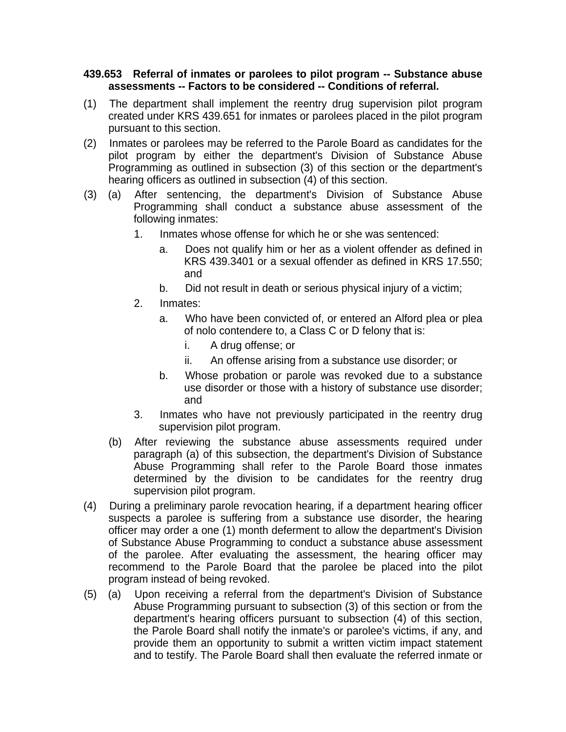**439.653 Referral of inmates or parolees to pilot program -- Substance abuse assessments -- Factors to be considered -- Conditions of referral.**

(1) The department shall implement the reentry drug supervision pilot program created under KRS 439.651 for inmates or parolees placed in the pilot program pursuant to this section.

(2) Inmates or parolees may be referred to the Parole Board as candidates for the pilot program by either the department's Division of Substance Abuse Programming as outlined in subsection (3) of this section or the department's hearing officers as outlined in subsection (4) of this section.

(3) (a) After sentencing, the department's Division of Substance Abuse Programming shall conduct a substance abuse assessment of the following inmates:

1. Inmates whose offense for which he or she was sentenced:
   - a. Does not qualify him or her as a violent offender as defined in KRS 439.3401 or a sexual offender as defined in KRS 17.550; and
   - b. Did not result in death or serious physical injury of a victim;
2. Inmates:
   - a. Who have been convicted of, or entered an Alford plea or plea of nolo contendere to, a Class C or D felony that is:
     - i. A drug offense; or
     - ii. An offense arising from a substance use disorder; or
   - b. Whose probation or parole was revoked due to a substance use disorder or those with a history of substance use disorder; and
3. Inmates who have not previously participated in the reentry drug supervision pilot program.

(b) After reviewing the substance abuse assessments required under paragraph (a) of this subsection, the department's Division of Substance Abuse Programming shall refer to the Parole Board those inmates determined by the division to be candidates for the reentry drug supervision pilot program.

(4) During a preliminary parole revocation hearing, if a department hearing officer suspects a parolee is suffering from a substance use disorder, the hearing officer may order a one (1) month deferment to allow the department's Division of Substance Abuse Programming to conduct a substance abuse assessment of the parolee. After evaluating the assessment, the hearing officer may recommend to the Parole Board that the parolee be placed into the pilot program instead of being revoked.

(5) (a) Upon receiving a referral from the department's Division of Substance Abuse Programming pursuant to subsection (3) of this section or from the department's hearing officers pursuant to subsection (4) of this section, the Parole Board shall notify the inmate's or parolee's victims, if any, and provide them an opportunity to submit a written victim impact statement and to testify. The Parole Board shall then evaluate the referred inmate or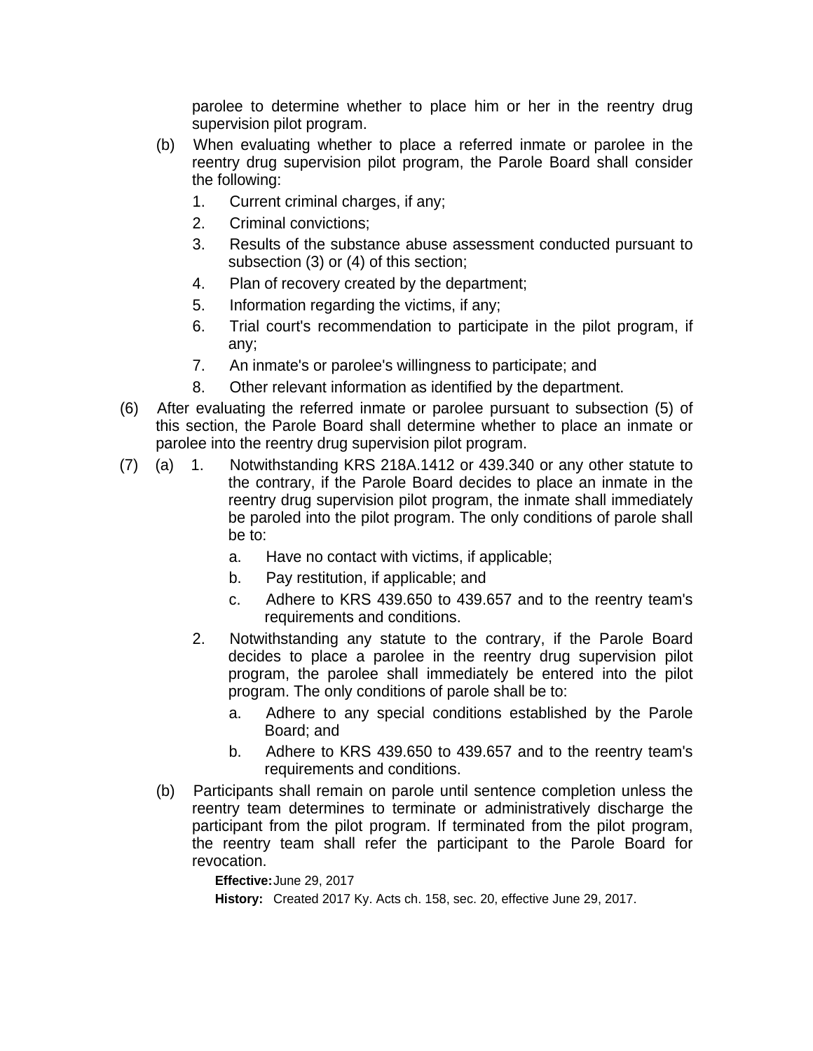parolee to determine whether to place him or her in the reentry drug supervision pilot program.

(b) When evaluating whether to place a referred inmate or parolee in the reentry drug supervision pilot program, the Parole Board shall consider the following:

1. Current criminal charges, if any;
2. Criminal convictions;
3. Results of the substance abuse assessment conducted pursuant to subsection (3) or (4) of this section;
4. Plan of recovery created by the department;
5. Information regarding the victims, if any;
6. Trial court's recommendation to participate in the pilot program, if any;
7. An inmate's or parolee's willingness to participate; and
8. Other relevant information as identified by the department.

(6) After evaluating the referred inmate or parolee pursuant to subsection (5) of this section, the Parole Board shall determine whether to place an inmate or parolee into the reentry drug supervision pilot program.

(7) (a) 1. Notwithstanding KRS 218A.1412 or 439.340 or any other statute to the contrary, if the Parole Board decides to place an inmate in the reentry drug supervision pilot program, the inmate shall immediately be paroled into the pilot program. The only conditions of parole shall be to:

a. Have no contact with victims, if applicable;

b. Pay restitution, if applicable; and

c. Adhere to KRS 439.650 to 439.657 and to the reentry team's requirements and conditions.

2. Notwithstanding any statute to the contrary, if the Parole Board decides to place a parolee in the reentry drug supervision pilot program, the parolee shall immediately be entered into the pilot program. The only conditions of parole shall be to:

a. Adhere to any special conditions established by the Parole Board; and

b. Adhere to KRS 439.650 to 439.657 and to the reentry team's requirements and conditions.

(b) Participants shall remain on parole until sentence completion unless the reentry team determines to terminate or administratively discharge the participant from the pilot program. If terminated from the pilot program, the reentry team shall refer the participant to the Parole Board for revocation.

**Effective:** June 29, 2017

**History:** Created 2017 Ky. Acts ch. 158, sec. 20, effective June 29, 2017.